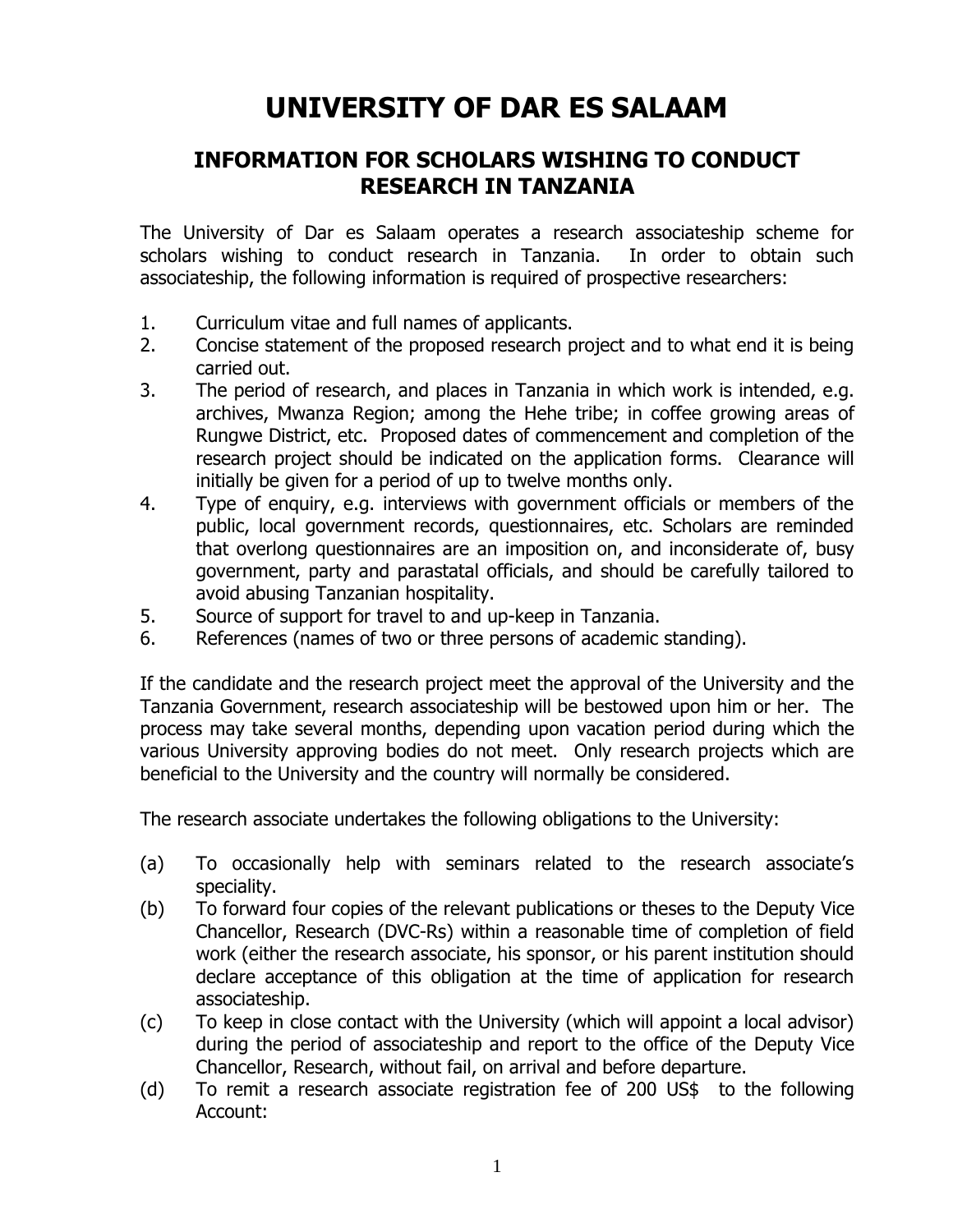# UNIVERSITY OF DAR ES SALAAM

## INFORMATION FOR SCHOLARS WISHING TO CONDUCT RESEARCH IN TANZANIA

The University of Dar es Salaam operates a research associateship scheme for scholars wishing to conduct research in Tanzania. In order to obtain such associateship, the following information is required of prospective researchers:

1. Curriculum vitae and full names of applicants.
2. Concise statement of the proposed research project and to what end it is being carried out.
3. The period of research, and places in Tanzania in which work is intended, e.g. archives, Mwanza Region; among the Hehe tribe; in coffee growing areas of Rungwe District, etc. Proposed dates of commencement and completion of the research project should be indicated on the application forms. Clearance will initially be given for a period of up to twelve months only.
4. Type of enquiry, e.g. interviews with government officials or members of the public, local government records, questionnaires, etc. Scholars are reminded that overlong questionnaires are an imposition on, and inconsiderate of, busy government, party and parastatal officials, and should be carefully tailored to avoid abusing Tanzanian hospitality.
5. Source of support for travel to and up-keep in Tanzania.
6. References (names of two or three persons of academic standing).

If the candidate and the research project meet the approval of the University and the Tanzania Government, research associateship will be bestowed upon him or her. The process may take several months, depending upon vacation period during which the various University approving bodies do not meet. Only research projects which are beneficial to the University and the country will normally be considered.

The research associate undertakes the following obligations to the University:

(a) To occasionally help with seminars related to the research associate's speciality.

(b) To forward four copies of the relevant publications or theses to the Deputy Vice Chancellor, Research (DVC-Rs) within a reasonable time of completion of field work (either the research associate, his sponsor, or his parent institution should declare acceptance of this obligation at the time of application for research associateship.

(c) To keep in close contact with the University (which will appoint a local advisor) during the period of associateship and report to the office of the Deputy Vice Chancellor, Research, without fail, on arrival and before departure.

(d) To remit a research associate registration fee of 200 US$ to the following Account: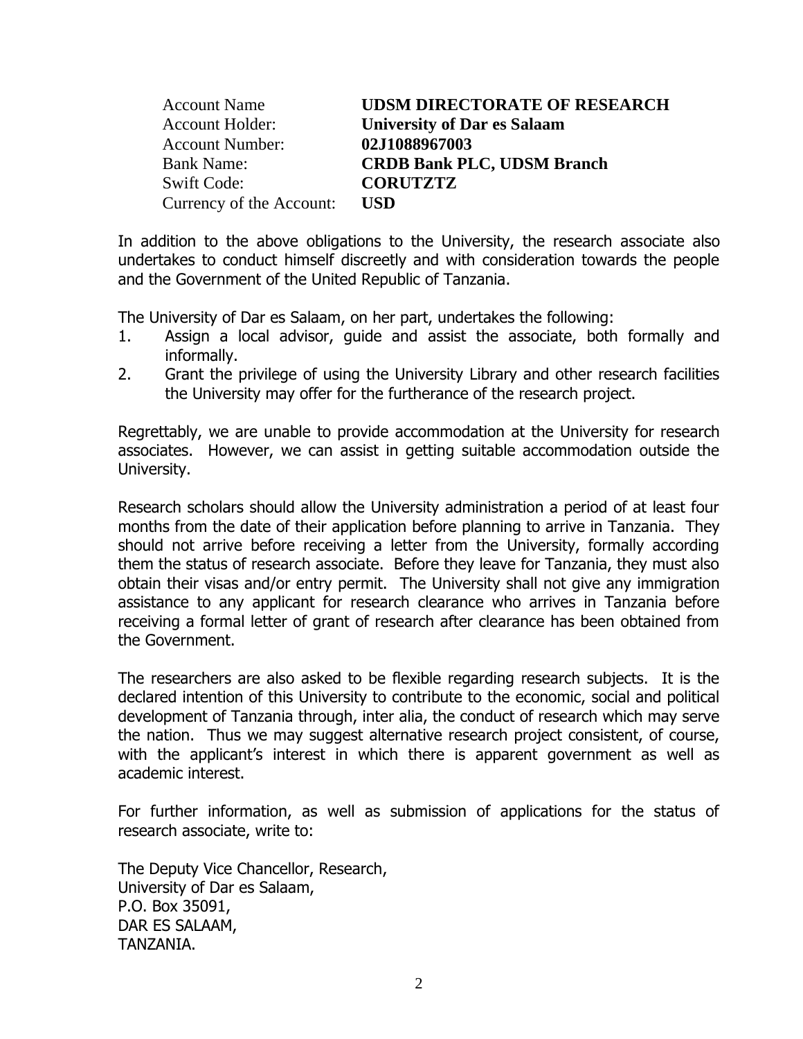| | |
|---|---|
| Account Name | **UDSM DIRECTORATE OF RESEARCH** |
| Account Holder: | **University of Dar es Salaam** |
| Account Number: | **02J1088967003** |
| Bank Name: | **CRDB Bank PLC, UDSM Branch** |
| Swift Code: | **CORUTZTZ** |
| Currency of the Account: | **USD** |

In addition to the above obligations to the University, the research associate also undertakes to conduct himself discreetly and with consideration towards the people and the Government of the United Republic of Tanzania.

The University of Dar es Salaam, on her part, undertakes the following:

1. Assign a local advisor, guide and assist the associate, both formally and informally.
2. Grant the privilege of using the University Library and other research facilities the University may offer for the furtherance of the research project.

Regrettably, we are unable to provide accommodation at the University for research associates. However, we can assist in getting suitable accommodation outside the University.

Research scholars should allow the University administration a period of at least four months from the date of their application before planning to arrive in Tanzania. They should not arrive before receiving a letter from the University, formally according them the status of research associate. Before they leave for Tanzania, they must also obtain their visas and/or entry permit. The University shall not give any immigration assistance to any applicant for research clearance who arrives in Tanzania before receiving a formal letter of grant of research after clearance has been obtained from the Government.

The researchers are also asked to be flexible regarding research subjects. It is the declared intention of this University to contribute to the economic, social and political development of Tanzania through, inter alia, the conduct of research which may serve the nation. Thus we may suggest alternative research project consistent, of course, with the applicant's interest in which there is apparent government as well as academic interest.

For further information, as well as submission of applications for the status of research associate, write to:

The Deputy Vice Chancellor, Research,  
University of Dar es Salaam,  
P.O. Box 35091,  
DAR ES SALAAM,  
TANZANIA.